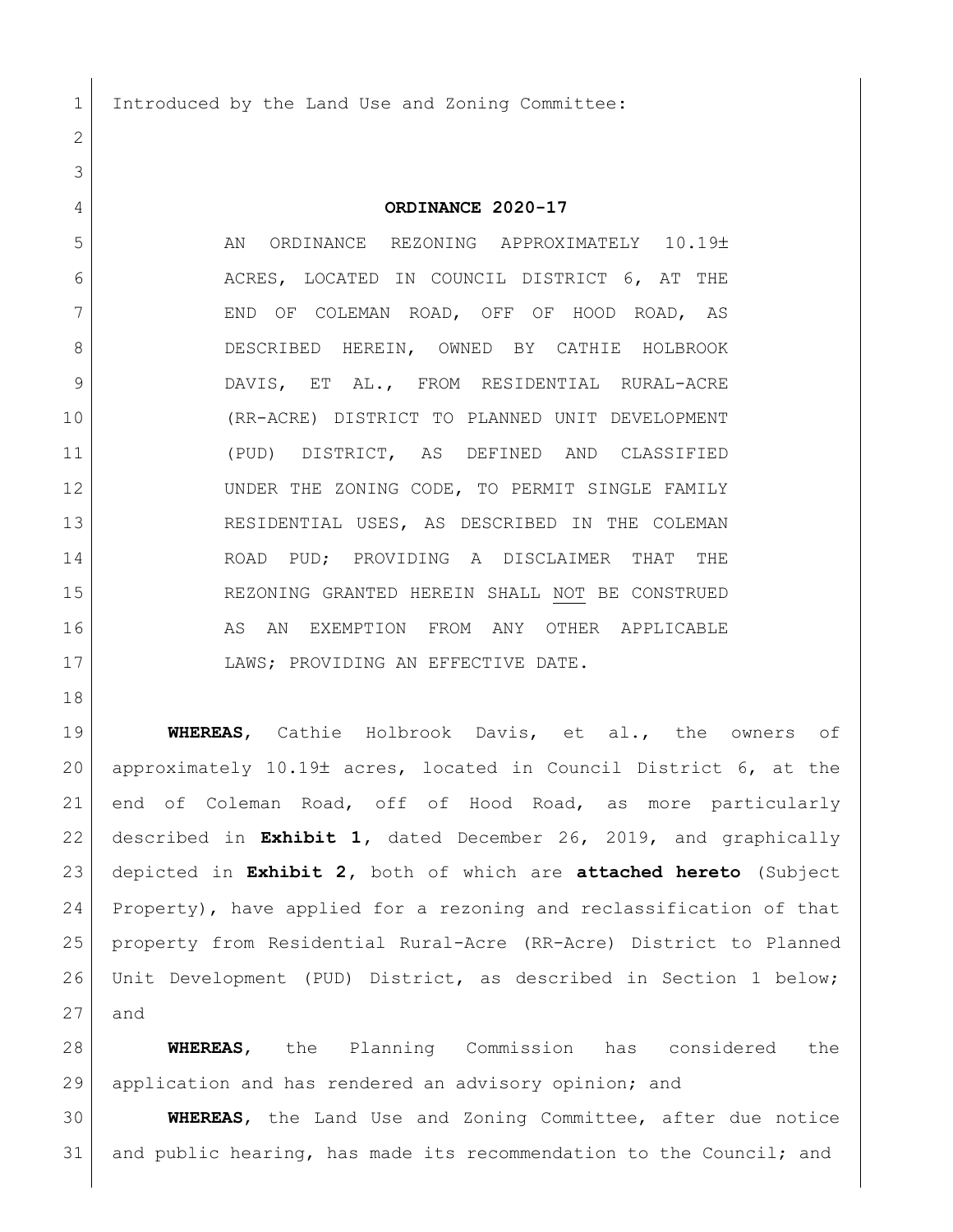Introduced by the Land Use and Zoning Committee:

**ORDINANCE 2020-17**

AN ORDINANCE REZONING APPROXIMATELY 10.19± ACRES, LOCATED IN COUNCIL DISTRICT 6, AT THE END OF COLEMAN ROAD, OFF OF HOOD ROAD, AS DESCRIBED HEREIN, OWNED BY CATHIE HOLBROOK DAVIS, ET AL., FROM RESIDENTIAL RURAL-ACRE (RR-ACRE) DISTRICT TO PLANNED UNIT DEVELOPMENT (PUD) DISTRICT, AS DEFINED AND CLASSIFIED UNDER THE ZONING CODE, TO PERMIT SINGLE FAMILY RESIDENTIAL USES, AS DESCRIBED IN THE COLEMAN ROAD PUD; PROVIDING A DISCLAIMER THAT THE REZONING GRANTED HEREIN SHALL <u>NOT</u> BE CONSTRUED AS AN EXEMPTION FROM ANY OTHER APPLICABLE LAWS; PROVIDING AN EFFECTIVE DATE.

**WHEREAS**, Cathie Holbrook Davis, et al., the owners of approximately 10.19± acres, located in Council District 6, at the end of Coleman Road, off of Hood Road, as more particularly described in **Exhibit 1**, dated December 26, 2019, and graphically depicted in **Exhibit 2**, both of which are **attached hereto** (Subject Property), have applied for a rezoning and reclassification of that property from Residential Rural-Acre (RR-Acre) District to Planned Unit Development (PUD) District, as described in Section 1 below; and

**WHEREAS**, the Planning Commission has considered the application and has rendered an advisory opinion; and

**WHEREAS**, the Land Use and Zoning Committee, after due notice and public hearing, has made its recommendation to the Council; and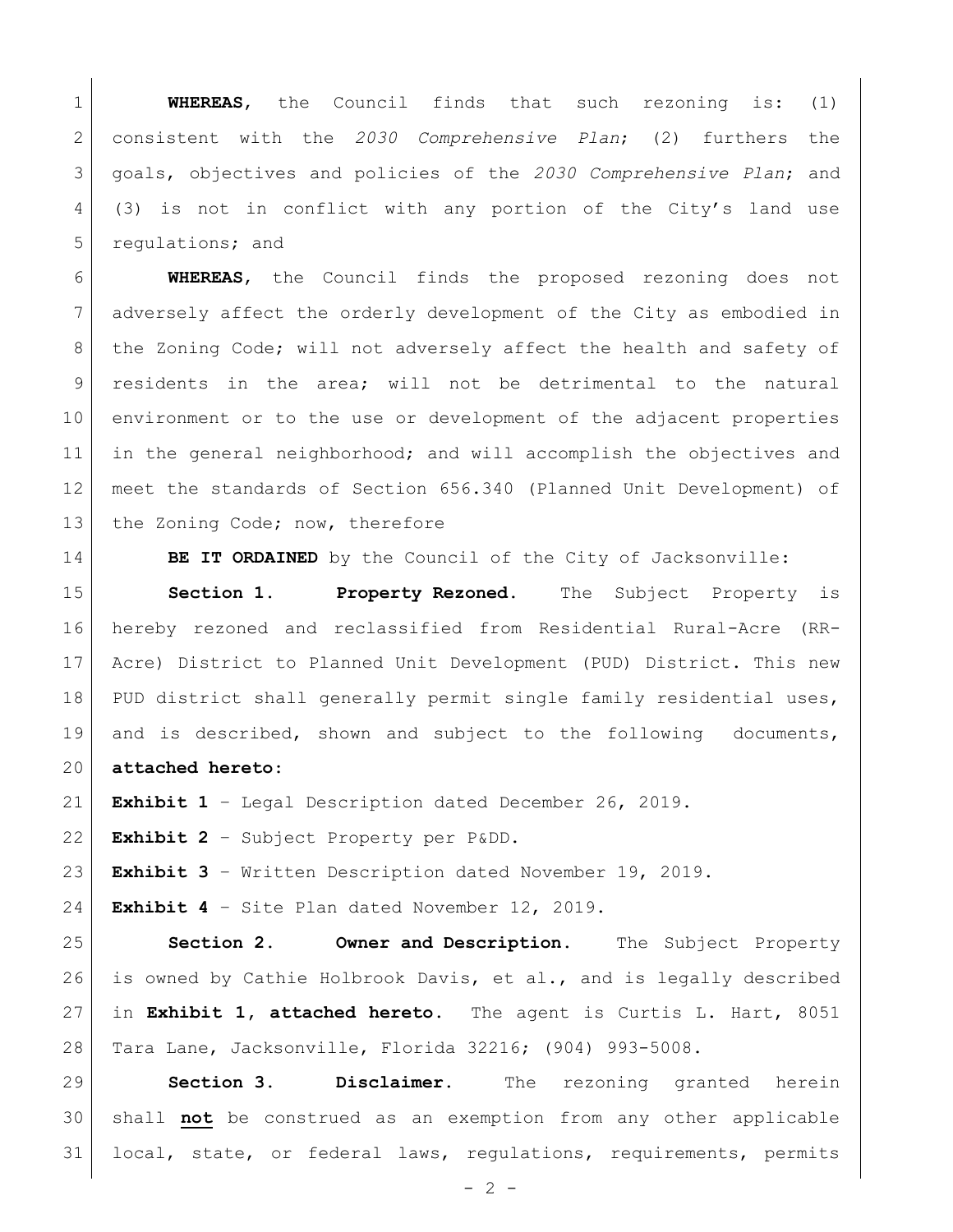**WHEREAS**, the Council finds that such rezoning is: (1) consistent with the *2030 Comprehensive Plan*; (2) furthers the goals, objectives and policies of the *2030 Comprehensive Plan*; and (3) is not in conflict with any portion of the City's land use regulations; and

**WHEREAS**, the Council finds the proposed rezoning does not adversely affect the orderly development of the City as embodied in the Zoning Code; will not adversely affect the health and safety of residents in the area; will not be detrimental to the natural environment or to the use or development of the adjacent properties in the general neighborhood; and will accomplish the objectives and meet the standards of Section 656.340 (Planned Unit Development) of the Zoning Code; now, therefore

**BE IT ORDAINED** by the Council of the City of Jacksonville:

**Section 1. Property Rezoned.** The Subject Property is hereby rezoned and reclassified from Residential Rural-Acre (RR-Acre) District to Planned Unit Development (PUD) District. This new PUD district shall generally permit single family residential uses, and is described, shown and subject to the following documents, **attached hereto**:

**Exhibit 1** – Legal Description dated December 26, 2019.

**Exhibit 2** – Subject Property per P&DD.

**Exhibit 3** – Written Description dated November 19, 2019.

**Exhibit 4** – Site Plan dated November 12, 2019.

**Section 2. Owner and Description.** The Subject Property is owned by Cathie Holbrook Davis, et al., and is legally described in **Exhibit 1, attached hereto**. The agent is Curtis L. Hart, 8051 Tara Lane, Jacksonville, Florida 32216; (904) 993-5008.

**Section 3. Disclaimer.** The rezoning granted herein shall **not** be construed as an exemption from any other applicable local, state, or federal laws, regulations, requirements, permits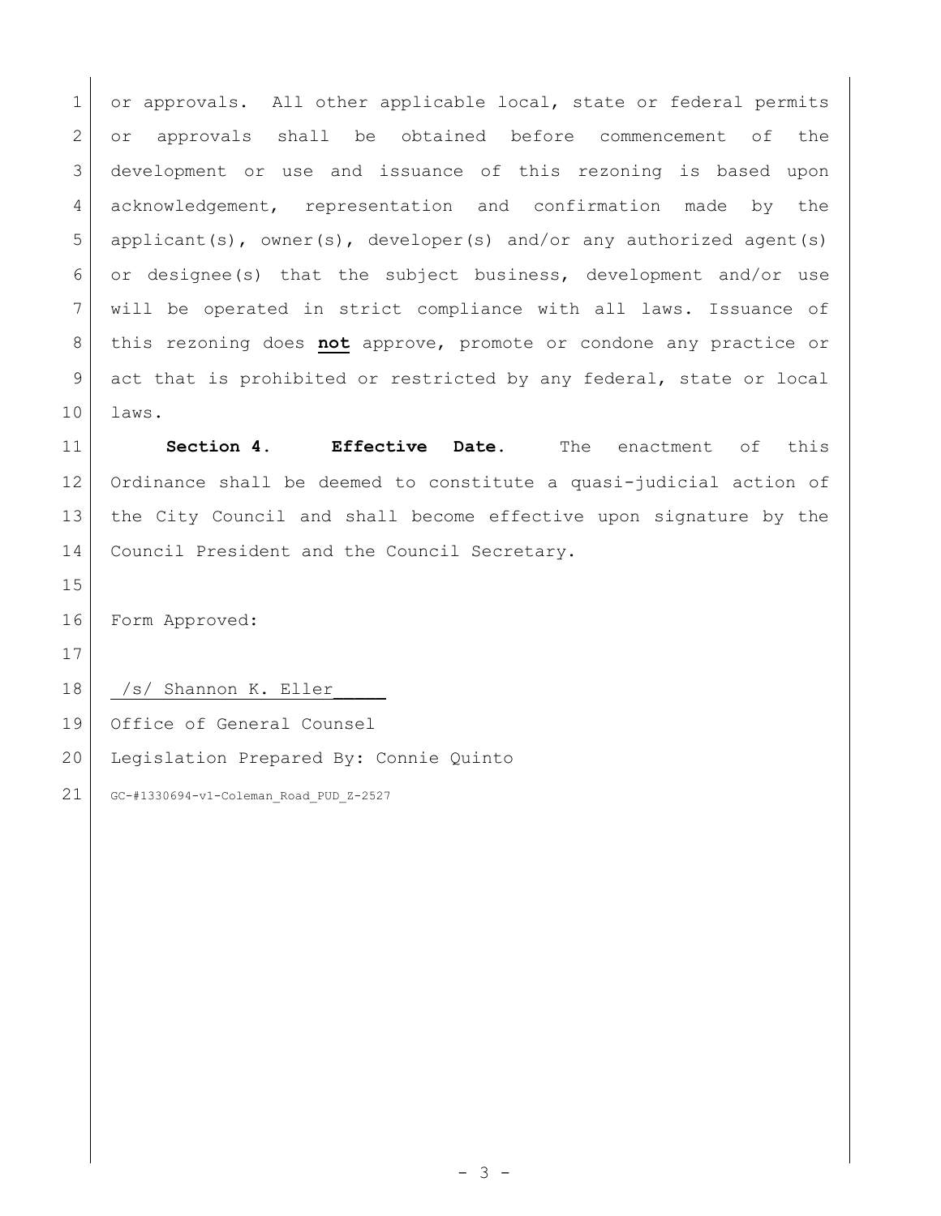or approvals. All other applicable local, state or federal permits or approvals shall be obtained before commencement of the development or use and issuance of this rezoning is based upon acknowledgement, representation and confirmation made by the applicant(s), owner(s), developer(s) and/or any authorized agent(s) or designee(s) that the subject business, development and/or use will be operated in strict compliance with all laws. Issuance of this rezoning does **not** approve, promote or condone any practice or act that is prohibited or restricted by any federal, state or local laws.

**Section 4. Effective Date.** The enactment of this Ordinance shall be deemed to constitute a quasi-judicial action of the City Council and shall become effective upon signature by the Council President and the Council Secretary.

Form Approved:

/s/ Shannon K. Eller

Office of General Counsel

Legislation Prepared By: Connie Quinto

GC-#1330694-v1-Coleman_Road_PUD_Z-2527